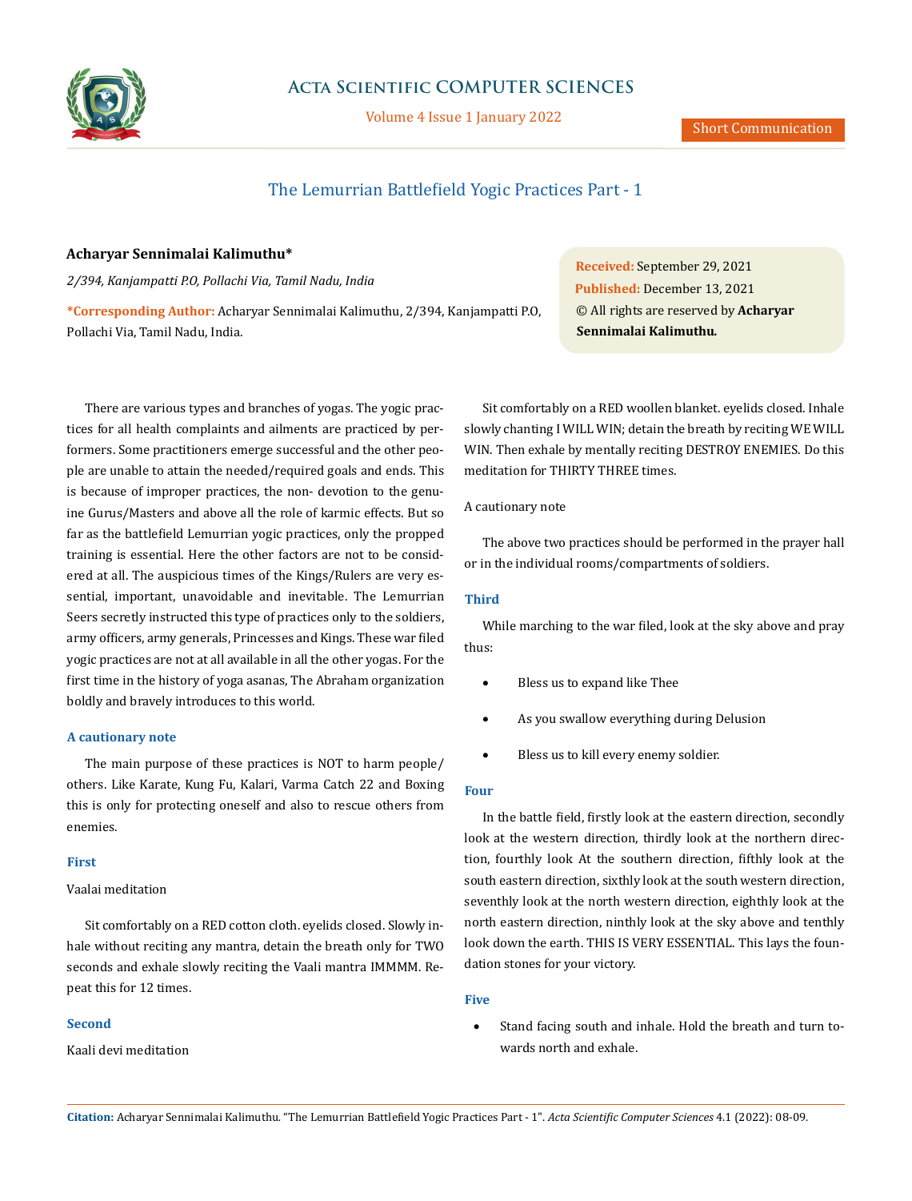# The Lemurrian Battlefield Yogic Practices Part - 1

**Acharyar Sennimalai Kalimuthu***

*2/394, Kanjampatti P.O, Pollachi Via, Tamil Nadu, India*

***Corresponding Author:** Acharyar Sennimalai Kalimuthu, 2/394, Kanjampatti P.O, Pollachi Via, Tamil Nadu, India.

**Received:** September 29, 2021
**Published:** December 13, 2021
© All rights are reserved by **Acharyar Sennimalai Kalimuthu.**

There are various types and branches of yogas. The yogic practices for all health complaints and ailments are practiced by performers. Some practitioners emerge successful and the other people are unable to attain the needed/required goals and ends. This is because of improper practices, the non- devotion to the genuine Gurus/Masters and above all the role of karmic effects. But so far as the battlefield Lemurrian yogic practices, only the propped training is essential. Here the other factors are not to be considered at all. The auspicious times of the Kings/Rulers are very essential, important, unavoidable and inevitable. The Lemurrian Seers secretly instructed this type of practices only to the soldiers, army officers, army generals, Princesses and Kings. These war filed yogic practices are not at all available in all the other yogas. For the first time in the history of yoga asanas, The Abraham organization boldly and bravely introduces to this world.

### A cautionary note

The main purpose of these practices is NOT to harm people/ others. Like Karate, Kung Fu, Kalari, Varma Catch 22 and Boxing this is only for protecting oneself and also to rescue others from enemies.

### First

Vaalai meditation

Sit comfortably on a RED cotton cloth. eyelids closed. Slowly inhale without reciting any mantra, detain the breath only for TWO seconds and exhale slowly reciting the Vaali mantra IMMMM. Repeat this for 12 times.

### Second

Kaali devi meditation

Sit comfortably on a RED woollen blanket. eyelids closed. Inhale slowly chanting I WILL WIN; detain the breath by reciting WE WILL WIN. Then exhale by mentally reciting DESTROY ENEMIES. Do this meditation for THIRTY THREE times.

A cautionary note

The above two practices should be performed in the prayer hall or in the individual rooms/compartments of soldiers.

### Third

While marching to the war filed, look at the sky above and pray thus:

- Bless us to expand like Thee
- As you swallow everything during Delusion
- Bless us to kill every enemy soldier.

### Four

In the battle field, firstly look at the eastern direction, secondly look at the western direction, thirdly look at the northern direction, fourthly look At the southern direction, fifthly look at the south eastern direction, sixthly look at the south western direction, seventhly look at the north western direction, eighthly look at the north eastern direction, ninthly look at the sky above and tenthly look down the earth. THIS IS VERY ESSENTIAL. This lays the foundation stones for your victory.

### Five

- Stand facing south and inhale. Hold the breath and turn towards north and exhale.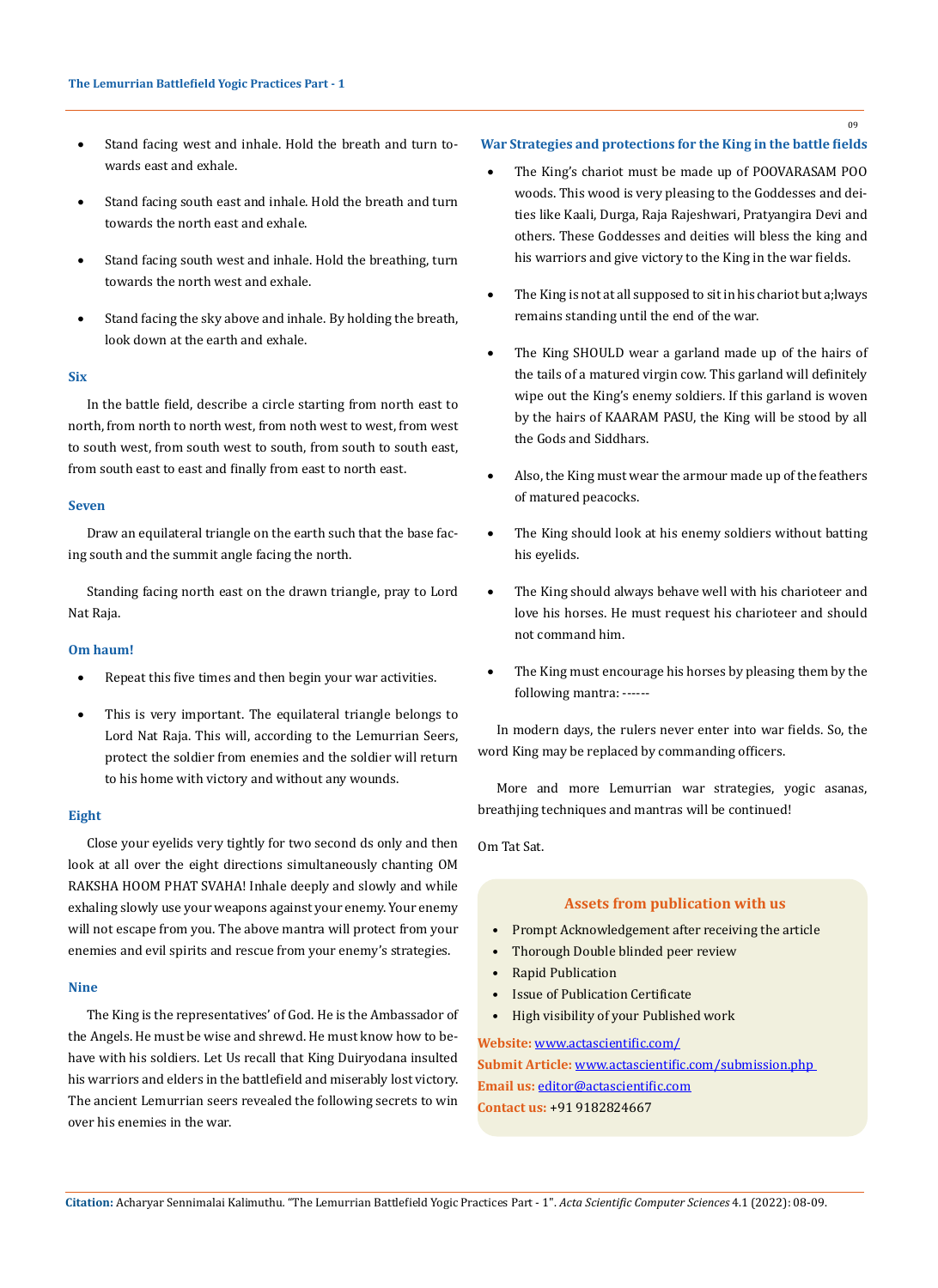- Stand facing west and inhale. Hold the breath and turn towards east and exhale.
- Stand facing south east and inhale. Hold the breath and turn towards the north east and exhale.
- Stand facing south west and inhale. Hold the breathing, turn towards the north west and exhale.
- Stand facing the sky above and inhale. By holding the breath, look down at the earth and exhale.

### Six

In the battle field, describe a circle starting from north east to north, from north to north west, from noth west to west, from west to south west, from south west to south, from south to south east, from south east to east and finally from east to north east.

### Seven

Draw an equilateral triangle on the earth such that the base facing south and the summit angle facing the north.

Standing facing north east on the drawn triangle, pray to Lord Nat Raja.

### Om haum!

- Repeat this five times and then begin your war activities.
- This is very important. The equilateral triangle belongs to Lord Nat Raja. This will, according to the Lemurrian Seers, protect the soldier from enemies and the soldier will return to his home with victory and without any wounds.

### Eight

Close your eyelids very tightly for two second ds only and then look at all over the eight directions simultaneously chanting OM RAKSHA HOOM PHAT SVAHA! Inhale deeply and slowly and while exhaling slowly use your weapons against your enemy. Your enemy will not escape from you. The above mantra will protect from your enemies and evil spirits and rescue from your enemy's strategies.

### Nine

The King is the representatives' of God. He is the Ambassador of the Angels. He must be wise and shrewd. He must know how to behave with his soldiers. Let Us recall that King Duiryodana insulted his warriors and elders in the battlefield and miserably lost victory. The ancient Lemurrian seers revealed the following secrets to win over his enemies in the war.

### War Strategies and protections for the King in the battle fields

- The King's chariot must be made up of POOVARASAM POO woods. This wood is very pleasing to the Goddesses and deities like Kaali, Durga, Raja Rajeshwari, Pratyangira Devi and others. These Goddesses and deities will bless the king and his warriors and give victory to the King in the war fields.
- The King is not at all supposed to sit in his chariot but a;lways remains standing until the end of the war.
- The King SHOULD wear a garland made up of the hairs of the tails of a matured virgin cow. This garland will definitely wipe out the King's enemy soldiers. If this garland is woven by the hairs of KAARAM PASU, the King will be stood by all the Gods and Siddhars.
- Also, the King must wear the armour made up of the feathers of matured peacocks.
- The King should look at his enemy soldiers without batting his eyelids.
- The King should always behave well with his charioteer and love his horses. He must request his charioteer and should not command him.
- The King must encourage his horses by pleasing them by the following mantra: ------

In modern days, the rulers never enter into war fields. So, the word King may be replaced by commanding officers.

More and more Lemurrian war strategies, yogic asanas, breathjing techniques and mantras will be continued!

Om Tat Sat.

### Assets from publication with us

- Prompt Acknowledgement after receiving the article
- Thorough Double blinded peer review
- Rapid Publication
- Issue of Publication Certificate
- High visibility of your Published work

**Website:** www.actascientific.com/
**Submit Article:** www.actascientific.com/submission.php
**Email us:** editor@actascientific.com
**Contact us:** +91 9182824667